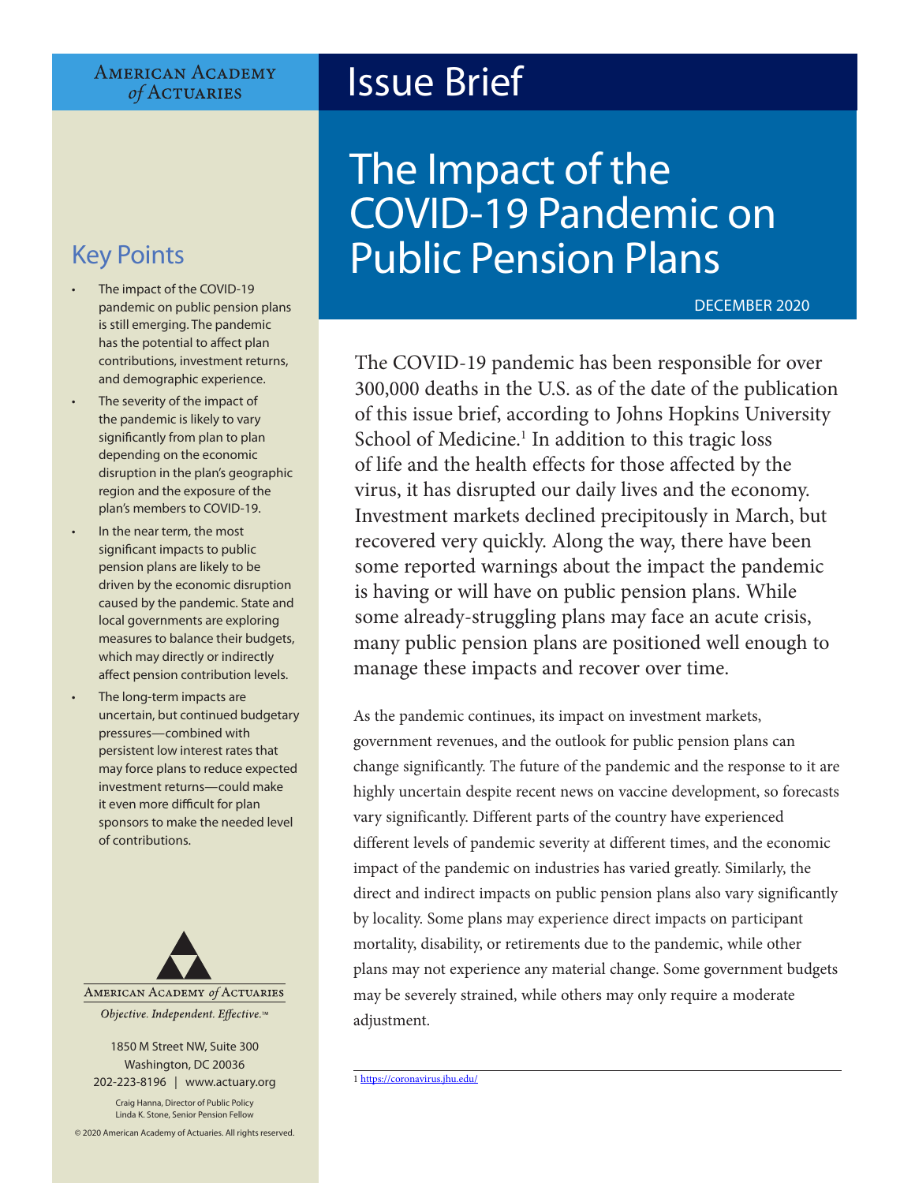American Academy of Actuaries

# Issue Brief

# The Impact of the COVID-19 Pandemic on Public Pension Plans

DECEMBER 2020

## Key Points

- The impact of the COVID-19 pandemic on public pension plans is still emerging. The pandemic has the potential to affect plan contributions, investment returns, and demographic experience.
- The severity of the impact of the pandemic is likely to vary significantly from plan to plan depending on the economic disruption in the plan's geographic region and the exposure of the plan's members to COVID-19.
- In the near term, the most significant impacts to public pension plans are likely to be driven by the economic disruption caused by the pandemic. State and local governments are exploring measures to balance their budgets, which may directly or indirectly affect pension contribution levels.
- The long-term impacts are uncertain, but continued budgetary pressures—combined with persistent low interest rates that may force plans to reduce expected investment returns—could make it even more difficult for plan sponsors to make the needed level of contributions.

The COVID-19 pandemic has been responsible for over 300,000 deaths in the U.S. as of the date of the publication of this issue brief, according to Johns Hopkins University School of Medicine.[1] In addition to this tragic loss of life and the health effects for those affected by the virus, it has disrupted our daily lives and the economy. Investment markets declined precipitously in March, but recovered very quickly. Along the way, there have been some reported warnings about the impact the pandemic is having or will have on public pension plans. While some already-struggling plans may face an acute crisis, many public pension plans are positioned well enough to manage these impacts and recover over time.

As the pandemic continues, its impact on investment markets, government revenues, and the outlook for public pension plans can change significantly. The future of the pandemic and the response to it are highly uncertain despite recent news on vaccine development, so forecasts vary significantly. Different parts of the country have experienced different levels of pandemic severity at different times, and the economic impact of the pandemic on industries has varied greatly. Similarly, the direct and indirect impacts on public pension plans also vary significantly by locality. Some plans may experience direct impacts on participant mortality, disability, or retirements due to the pandemic, while other plans may not experience any material change. Some government budgets may be severely strained, while others may only require a moderate adjustment.

American Academy of Actuaries

*Objective. Independent. Effective.™*

1850 M Street NW, Suite 300
Washington, DC 20036
202-223-8196 | www.actuary.org

Craig Hanna, Director of Public Policy
Linda K. Stone, Senior Pension Fellow

© 2020 American Academy of Actuaries. All rights reserved.

---

1 https://coronavirus.jhu.edu/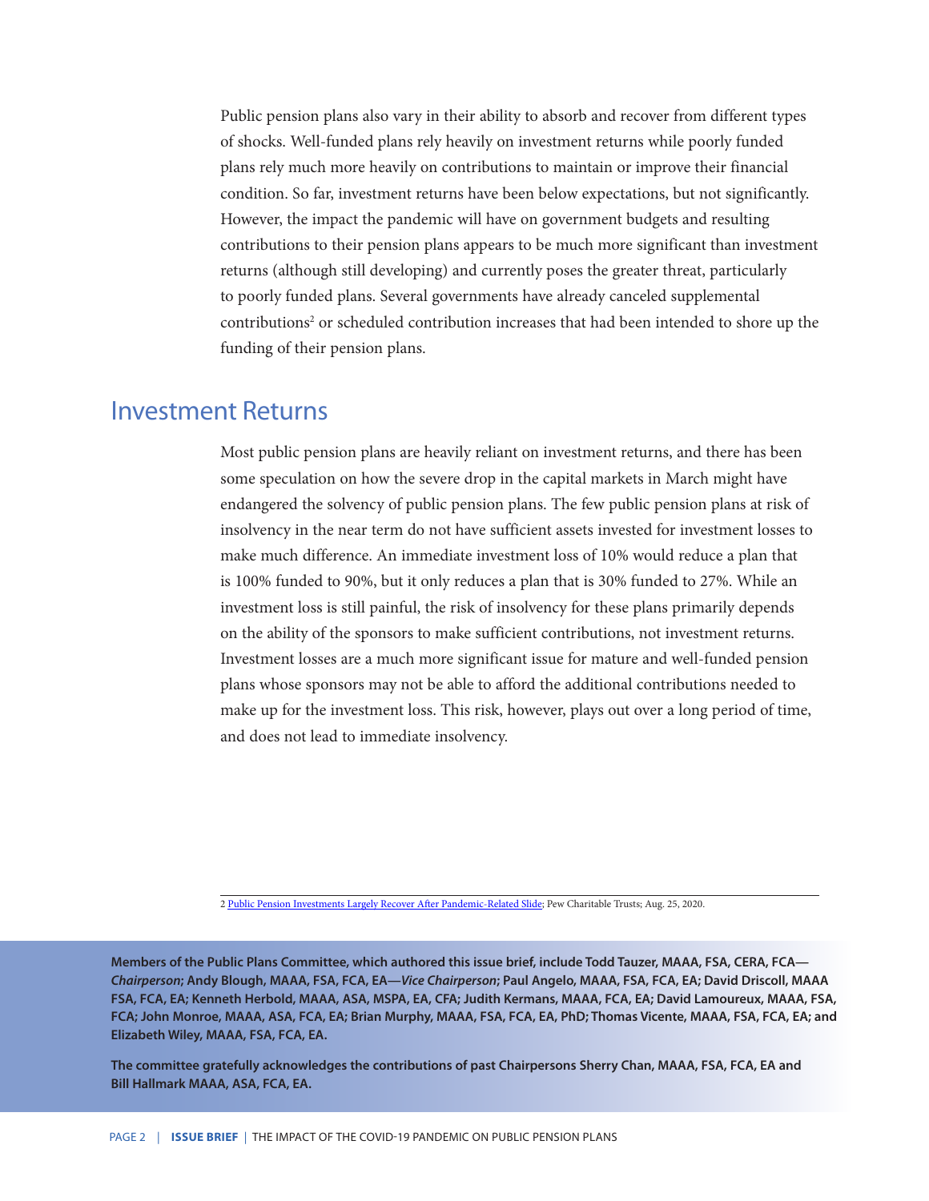Public pension plans also vary in their ability to absorb and recover from different types of shocks. Well-funded plans rely heavily on investment returns while poorly funded plans rely much more heavily on contributions to maintain or improve their financial condition. So far, investment returns have been below expectations, but not significantly. However, the impact the pandemic will have on government budgets and resulting contributions to their pension plans appears to be much more significant than investment returns (although still developing) and currently poses the greater threat, particularly to poorly funded plans. Several governments have already canceled supplemental contributions[2] or scheduled contribution increases that had been intended to shore up the funding of their pension plans.

## Investment Returns

Most public pension plans are heavily reliant on investment returns, and there has been some speculation on how the severe drop in the capital markets in March might have endangered the solvency of public pension plans. The few public pension plans at risk of insolvency in the near term do not have sufficient assets invested for investment losses to make much difference. An immediate investment loss of 10% would reduce a plan that is 100% funded to 90%, but it only reduces a plan that is 30% funded to 27%. While an investment loss is still painful, the risk of insolvency for these plans primarily depends on the ability of the sponsors to make sufficient contributions, not investment returns. Investment losses are a much more significant issue for mature and well-funded pension plans whose sponsors may not be able to afford the additional contributions needed to make up for the investment loss. This risk, however, plays out over a long period of time, and does not lead to immediate insolvency.

---

2 Public Pension Investments Largely Recover After Pandemic-Related Slide; Pew Charitable Trusts; Aug. 25, 2020.

**Members of the Public Plans Committee, which authored this issue brief, include Todd Tauzer, MAAA, FSA, CERA, FCA—*Chairperson*; Andy Blough, MAAA, FSA, FCA, EA—*Vice Chairperson*; Paul Angelo, MAAA, FSA, FCA, EA; David Driscoll, MAAA FSA, FCA, EA; Kenneth Herbold, MAAA, ASA, MSPA, EA, CFA; Judith Kermans, MAAA, FCA, EA; David Lamoureux, MAAA, FSA, FCA; John Monroe, MAAA, ASA, FCA, EA; Brian Murphy, MAAA, FSA, FCA, EA, PhD; Thomas Vicente, MAAA, FSA, FCA, EA; and Elizabeth Wiley, MAAA, FSA, FCA, EA.**

**The committee gratefully acknowledges the contributions of past Chairpersons Sherry Chan, MAAA, FSA, FCA, EA and Bill Hallmark MAAA, ASA, FCA, EA.**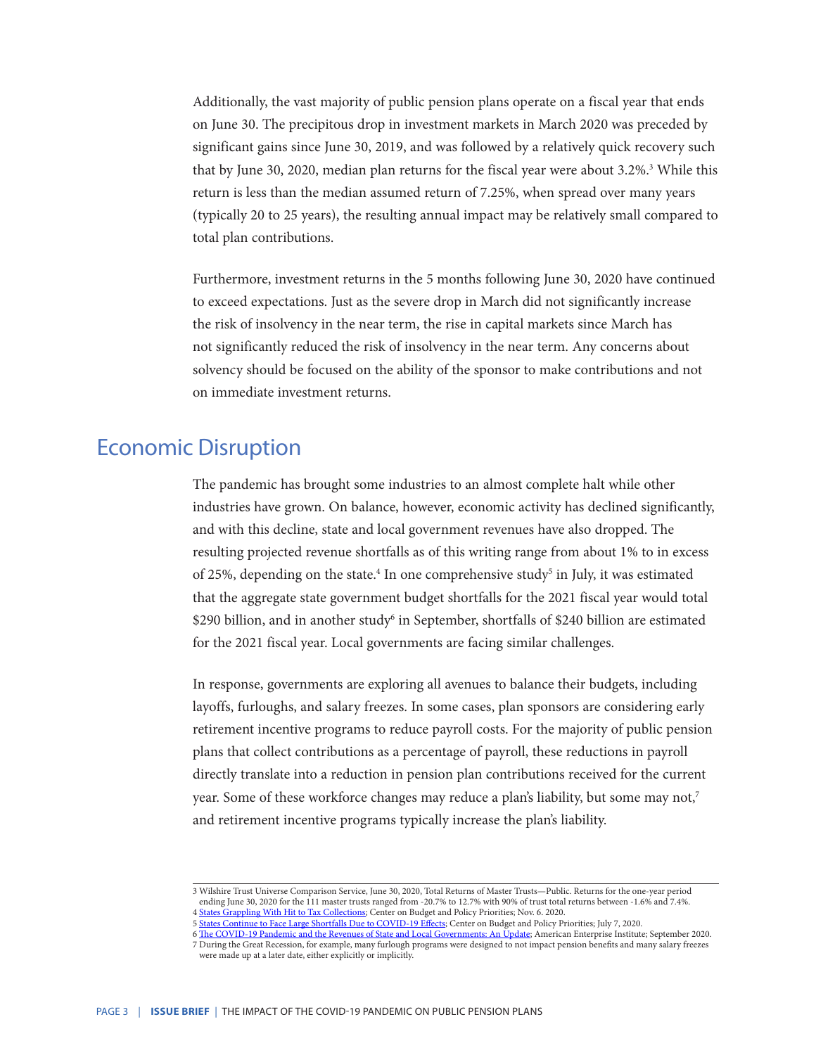Additionally, the vast majority of public pension plans operate on a fiscal year that ends on June 30. The precipitous drop in investment markets in March 2020 was preceded by significant gains since June 30, 2019, and was followed by a relatively quick recovery such that by June 30, 2020, median plan returns for the fiscal year were about 3.2%.[3] While this return is less than the median assumed return of 7.25%, when spread over many years (typically 20 to 25 years), the resulting annual impact may be relatively small compared to total plan contributions.

Furthermore, investment returns in the 5 months following June 30, 2020 have continued to exceed expectations. Just as the severe drop in March did not significantly increase the risk of insolvency in the near term, the rise in capital markets since March has not significantly reduced the risk of insolvency in the near term. Any concerns about solvency should be focused on the ability of the sponsor to make contributions and not on immediate investment returns.

## Economic Disruption

The pandemic has brought some industries to an almost complete halt while other industries have grown. On balance, however, economic activity has declined significantly, and with this decline, state and local government revenues have also dropped. The resulting projected revenue shortfalls as of this writing range from about 1% to in excess of 25%, depending on the state.[4] In one comprehensive study[5] in July, it was estimated that the aggregate state government budget shortfalls for the 2021 fiscal year would total $290 billion, and in another study[6] in September, shortfalls of $240 billion are estimated for the 2021 fiscal year. Local governments are facing similar challenges.

In response, governments are exploring all avenues to balance their budgets, including layoffs, furloughs, and salary freezes. In some cases, plan sponsors are considering early retirement incentive programs to reduce payroll costs. For the majority of public pension plans that collect contributions as a percentage of payroll, these reductions in payroll directly translate into a reduction in pension plan contributions received for the current year. Some of these workforce changes may reduce a plan's liability, but some may not,[7] and retirement incentive programs typically increase the plan's liability.

---

3 Wilshire Trust Universe Comparison Service, June 30, 2020, Total Returns of Master Trusts—Public. Returns for the one-year period ending June 30, 2020 for the 111 master trusts ranged from -20.7% to 12.7% with 90% of trust total returns between -1.6% and 7.4%.

4 States Grappling With Hit to Tax Collections; Center on Budget and Policy Priorities; Nov. 6. 2020.

5 States Continue to Face Large Shortfalls Due to COVID-19 Effects; Center on Budget and Policy Priorities; July 7, 2020.

6 The COVID-19 Pandemic and the Revenues of State and Local Governments: An Update; American Enterprise Institute; September 2020.

7 During the Great Recession, for example, many furlough programs were designed to not impact pension benefits and many salary freezes were made up at a later date, either explicitly or implicitly.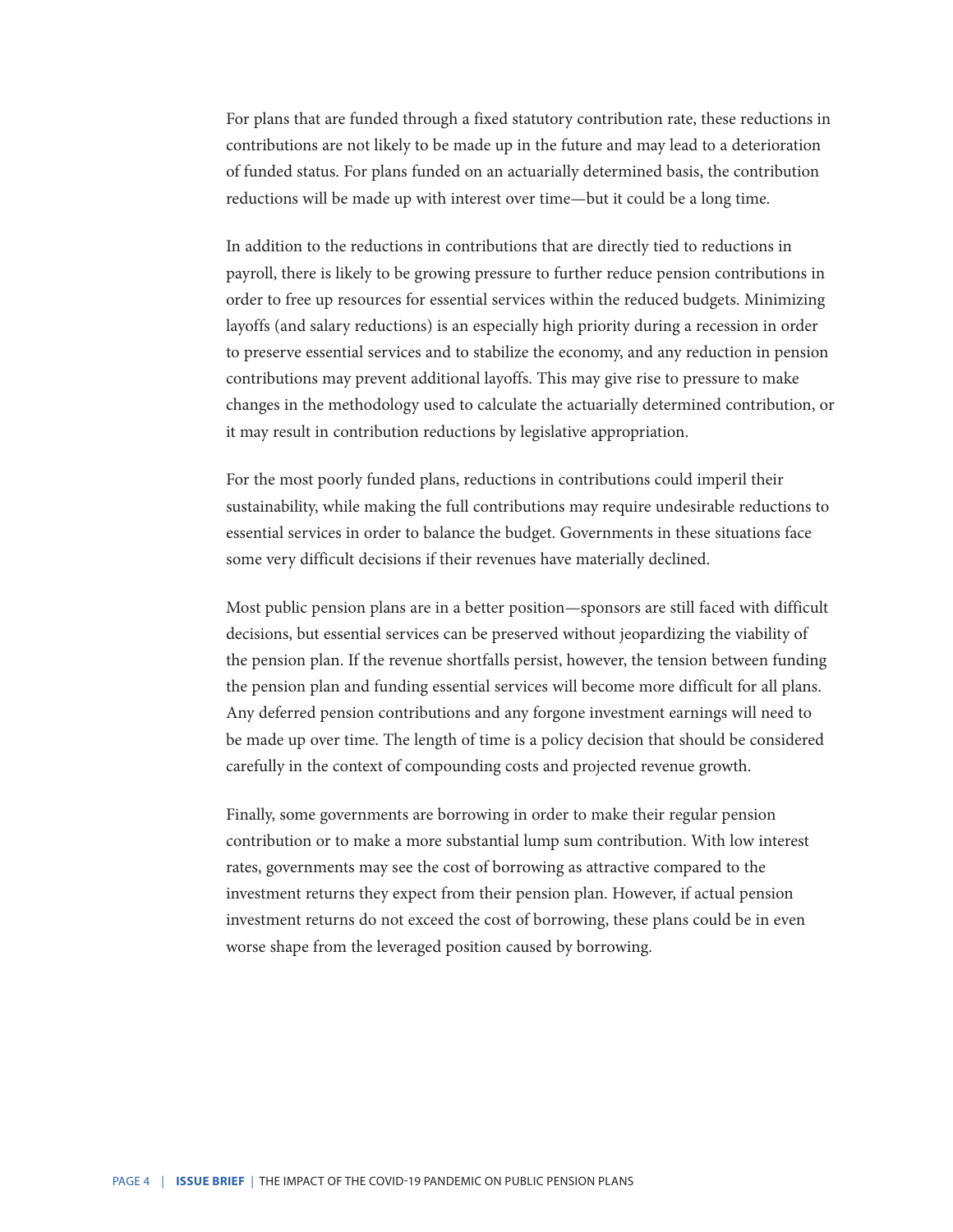For plans that are funded through a fixed statutory contribution rate, these reductions in contributions are not likely to be made up in the future and may lead to a deterioration of funded status. For plans funded on an actuarially determined basis, the contribution reductions will be made up with interest over time—but it could be a long time.

In addition to the reductions in contributions that are directly tied to reductions in payroll, there is likely to be growing pressure to further reduce pension contributions in order to free up resources for essential services within the reduced budgets. Minimizing layoffs (and salary reductions) is an especially high priority during a recession in order to preserve essential services and to stabilize the economy, and any reduction in pension contributions may prevent additional layoffs. This may give rise to pressure to make changes in the methodology used to calculate the actuarially determined contribution, or it may result in contribution reductions by legislative appropriation.

For the most poorly funded plans, reductions in contributions could imperil their sustainability, while making the full contributions may require undesirable reductions to essential services in order to balance the budget. Governments in these situations face some very difficult decisions if their revenues have materially declined.

Most public pension plans are in a better position—sponsors are still faced with difficult decisions, but essential services can be preserved without jeopardizing the viability of the pension plan. If the revenue shortfalls persist, however, the tension between funding the pension plan and funding essential services will become more difficult for all plans. Any deferred pension contributions and any forgone investment earnings will need to be made up over time. The length of time is a policy decision that should be considered carefully in the context of compounding costs and projected revenue growth.

Finally, some governments are borrowing in order to make their regular pension contribution or to make a more substantial lump sum contribution. With low interest rates, governments may see the cost of borrowing as attractive compared to the investment returns they expect from their pension plan. However, if actual pension investment returns do not exceed the cost of borrowing, these plans could be in even worse shape from the leveraged position caused by borrowing.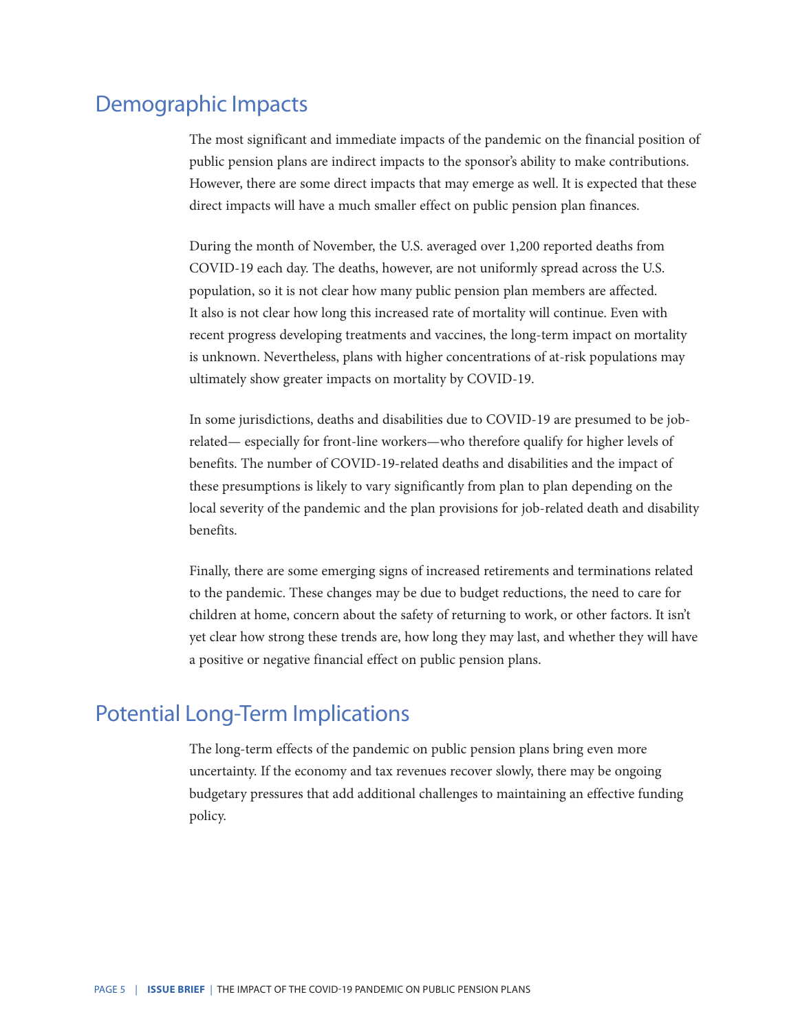## Demographic Impacts

The most significant and immediate impacts of the pandemic on the financial position of public pension plans are indirect impacts to the sponsor's ability to make contributions. However, there are some direct impacts that may emerge as well. It is expected that these direct impacts will have a much smaller effect on public pension plan finances.

During the month of November, the U.S. averaged over 1,200 reported deaths from COVID-19 each day. The deaths, however, are not uniformly spread across the U.S. population, so it is not clear how many public pension plan members are affected. It also is not clear how long this increased rate of mortality will continue. Even with recent progress developing treatments and vaccines, the long-term impact on mortality is unknown. Nevertheless, plans with higher concentrations of at-risk populations may ultimately show greater impacts on mortality by COVID-19.

In some jurisdictions, deaths and disabilities due to COVID-19 are presumed to be job-related— especially for front-line workers—who therefore qualify for higher levels of benefits. The number of COVID-19-related deaths and disabilities and the impact of these presumptions is likely to vary significantly from plan to plan depending on the local severity of the pandemic and the plan provisions for job-related death and disability benefits.

Finally, there are some emerging signs of increased retirements and terminations related to the pandemic. These changes may be due to budget reductions, the need to care for children at home, concern about the safety of returning to work, or other factors. It isn't yet clear how strong these trends are, how long they may last, and whether they will have a positive or negative financial effect on public pension plans.

## Potential Long-Term Implications

The long-term effects of the pandemic on public pension plans bring even more uncertainty. If the economy and tax revenues recover slowly, there may be ongoing budgetary pressures that add additional challenges to maintaining an effective funding policy.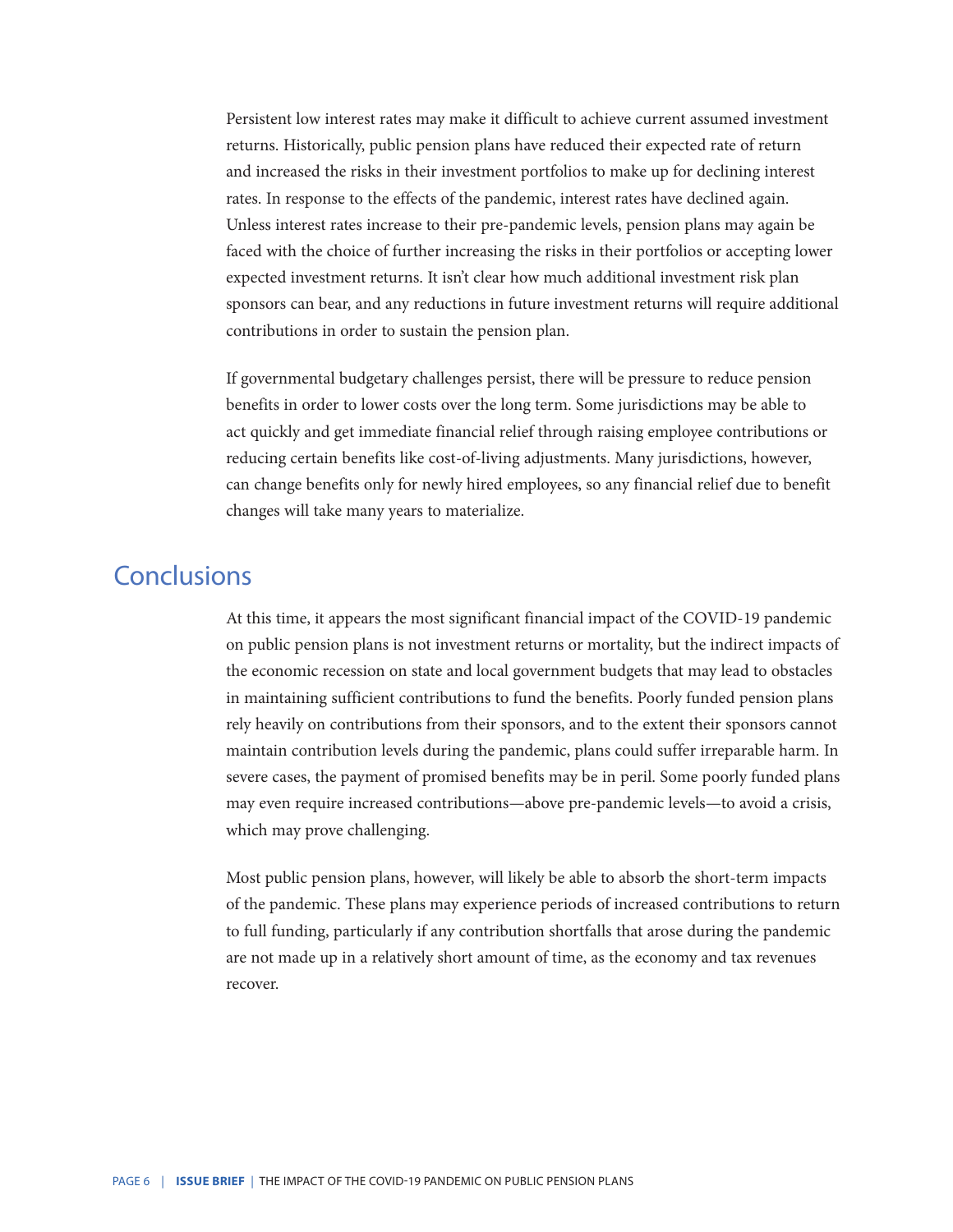Persistent low interest rates may make it difficult to achieve current assumed investment returns. Historically, public pension plans have reduced their expected rate of return and increased the risks in their investment portfolios to make up for declining interest rates. In response to the effects of the pandemic, interest rates have declined again. Unless interest rates increase to their pre-pandemic levels, pension plans may again be faced with the choice of further increasing the risks in their portfolios or accepting lower expected investment returns. It isn't clear how much additional investment risk plan sponsors can bear, and any reductions in future investment returns will require additional contributions in order to sustain the pension plan.

If governmental budgetary challenges persist, there will be pressure to reduce pension benefits in order to lower costs over the long term. Some jurisdictions may be able to act quickly and get immediate financial relief through raising employee contributions or reducing certain benefits like cost-of-living adjustments. Many jurisdictions, however, can change benefits only for newly hired employees, so any financial relief due to benefit changes will take many years to materialize.

## Conclusions

At this time, it appears the most significant financial impact of the COVID-19 pandemic on public pension plans is not investment returns or mortality, but the indirect impacts of the economic recession on state and local government budgets that may lead to obstacles in maintaining sufficient contributions to fund the benefits. Poorly funded pension plans rely heavily on contributions from their sponsors, and to the extent their sponsors cannot maintain contribution levels during the pandemic, plans could suffer irreparable harm. In severe cases, the payment of promised benefits may be in peril. Some poorly funded plans may even require increased contributions—above pre-pandemic levels—to avoid a crisis, which may prove challenging.

Most public pension plans, however, will likely be able to absorb the short-term impacts of the pandemic. These plans may experience periods of increased contributions to return to full funding, particularly if any contribution shortfalls that arose during the pandemic are not made up in a relatively short amount of time, as the economy and tax revenues recover.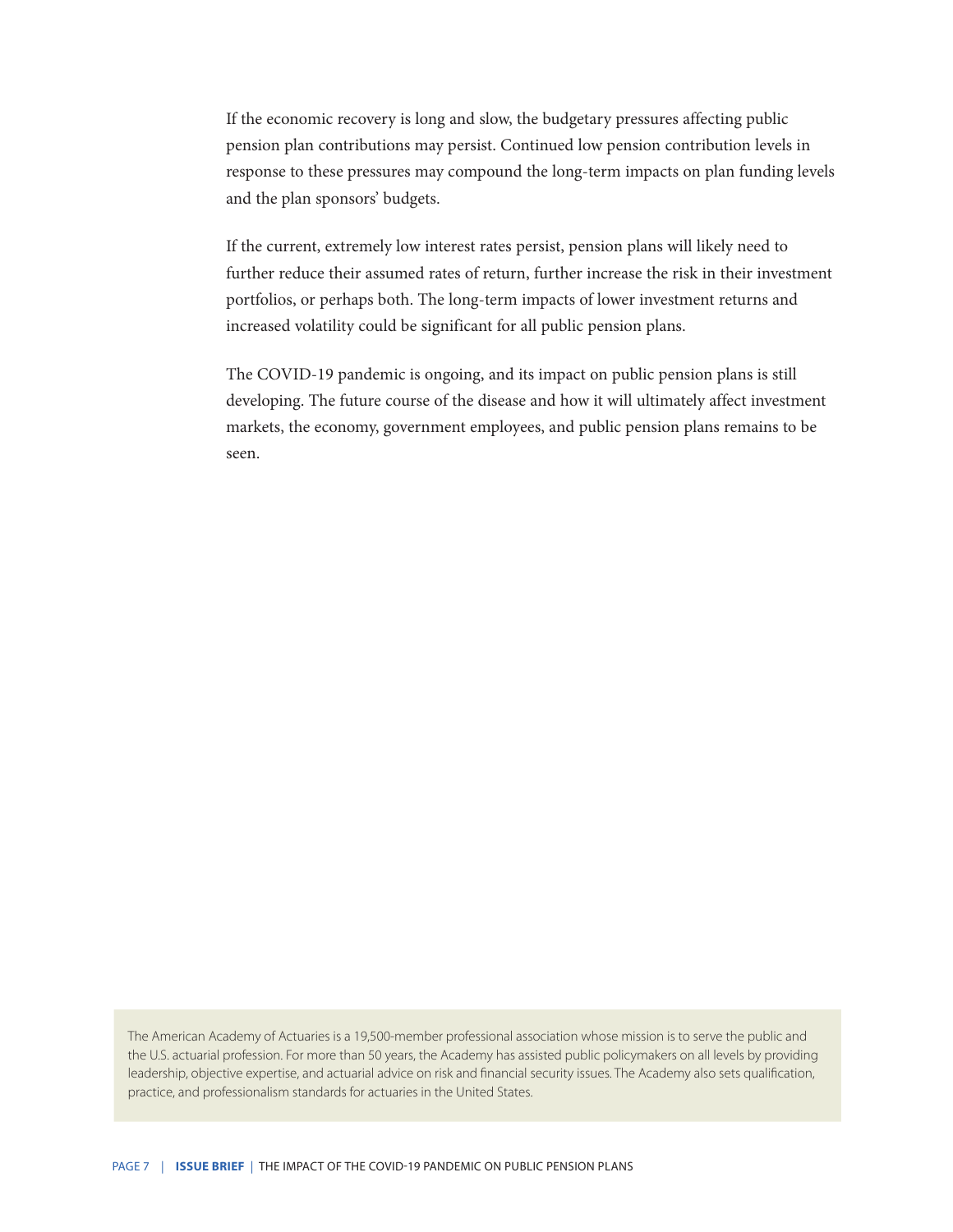If the economic recovery is long and slow, the budgetary pressures affecting public pension plan contributions may persist. Continued low pension contribution levels in response to these pressures may compound the long-term impacts on plan funding levels and the plan sponsors' budgets.

If the current, extremely low interest rates persist, pension plans will likely need to further reduce their assumed rates of return, further increase the risk in their investment portfolios, or perhaps both. The long-term impacts of lower investment returns and increased volatility could be significant for all public pension plans.

The COVID-19 pandemic is ongoing, and its impact on public pension plans is still developing. The future course of the disease and how it will ultimately affect investment markets, the economy, government employees, and public pension plans remains to be seen.

The American Academy of Actuaries is a 19,500-member professional association whose mission is to serve the public and the U.S. actuarial profession. For more than 50 years, the Academy has assisted public policymakers on all levels by providing leadership, objective expertise, and actuarial advice on risk and financial security issues. The Academy also sets qualification, practice, and professionalism standards for actuaries in the United States.